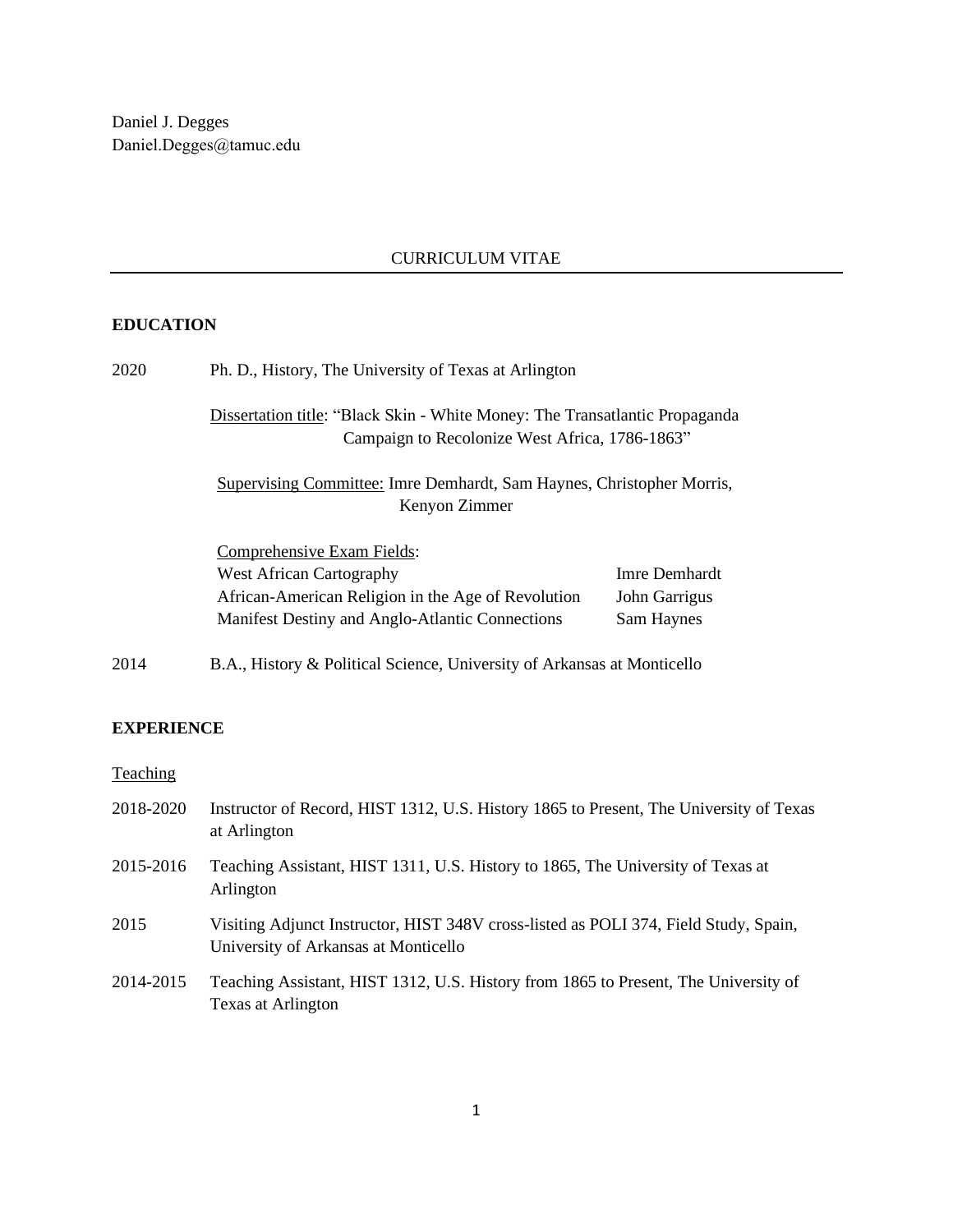Daniel J. Degges
Daniel.Degges@tamuc.edu

# CURRICULUM VITAE

## EDUCATION

2020 Ph. D., History, The University of Texas at Arlington

Dissertation title: "Black Skin - White Money: The Transatlantic Propaganda Campaign to Recolonize West Africa, 1786-1863"

Supervising Committee: Imre Demhardt, Sam Haynes, Christopher Morris, Kenyon Zimmer

Comprehensive Exam Fields:

| Field | Examiner |
| --- | --- |
| West African Cartography | Imre Demhardt |
| African-American Religion in the Age of Revolution | John Garrigus |
| Manifest Destiny and Anglo-Atlantic Connections | Sam Haynes |

2014 B.A., History & Political Science, University of Arkansas at Monticello

## EXPERIENCE

### Teaching

2018-2020 Instructor of Record, HIST 1312, U.S. History 1865 to Present, The University of Texas at Arlington

2015-2016 Teaching Assistant, HIST 1311, U.S. History to 1865, The University of Texas at Arlington

2015 Visiting Adjunct Instructor, HIST 348V cross-listed as POLI 374, Field Study, Spain, University of Arkansas at Monticello

2014-2015 Teaching Assistant, HIST 1312, U.S. History from 1865 to Present, The University of Texas at Arlington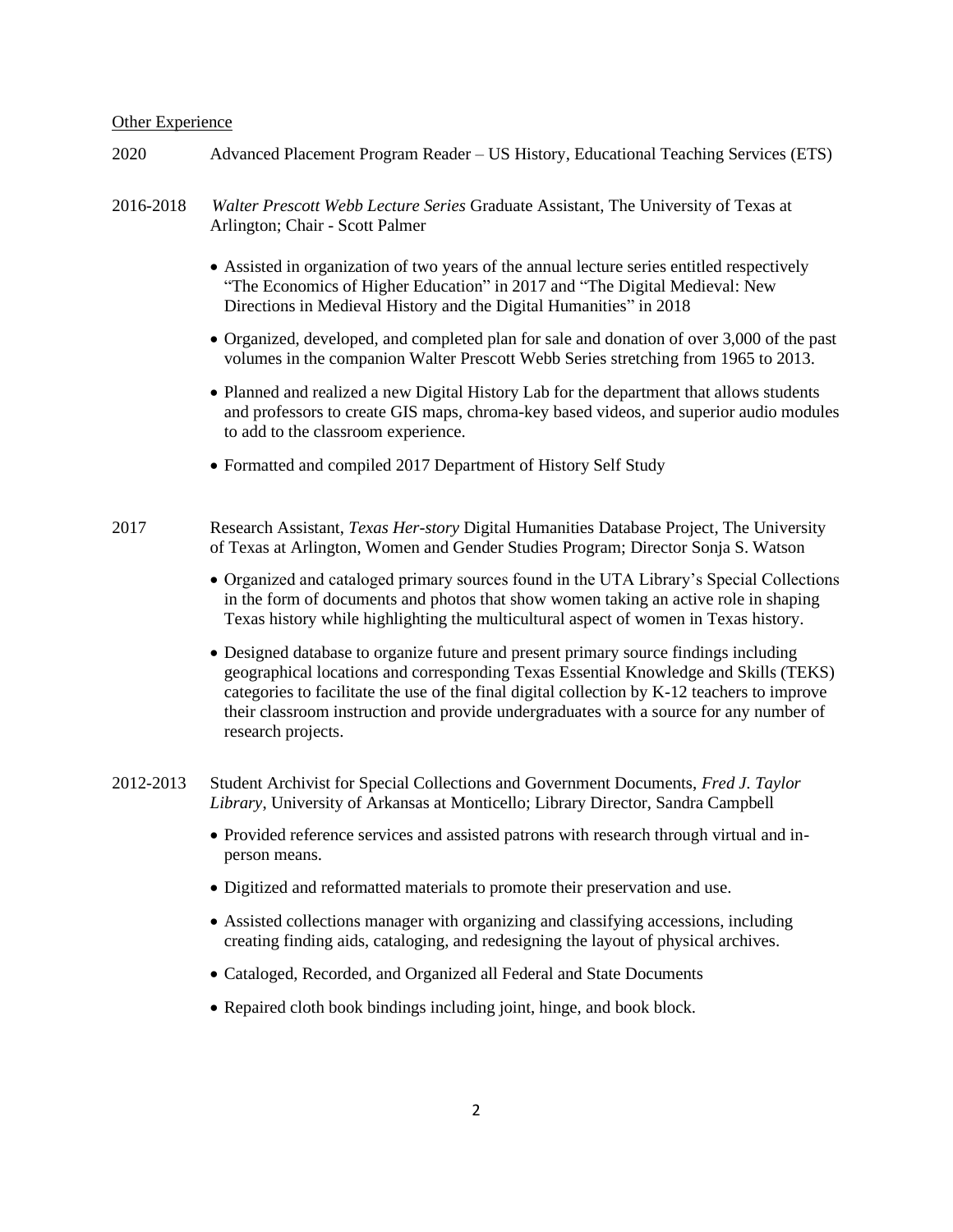## Other Experience

2020 Advanced Placement Program Reader – US History, Educational Teaching Services (ETS)

2016-2018 *Walter Prescott Webb Lecture Series* Graduate Assistant, The University of Texas at Arlington; Chair - Scott Palmer

- Assisted in organization of two years of the annual lecture series entitled respectively "The Economics of Higher Education" in 2017 and "The Digital Medieval: New Directions in Medieval History and the Digital Humanities" in 2018
- Organized, developed, and completed plan for sale and donation of over 3,000 of the past volumes in the companion Walter Prescott Webb Series stretching from 1965 to 2013.
- Planned and realized a new Digital History Lab for the department that allows students and professors to create GIS maps, chroma-key based videos, and superior audio modules to add to the classroom experience.
- Formatted and compiled 2017 Department of History Self Study

2017 Research Assistant, *Texas Her-story* Digital Humanities Database Project, The University of Texas at Arlington, Women and Gender Studies Program; Director Sonja S. Watson

- Organized and cataloged primary sources found in the UTA Library's Special Collections in the form of documents and photos that show women taking an active role in shaping Texas history while highlighting the multicultural aspect of women in Texas history.
- Designed database to organize future and present primary source findings including geographical locations and corresponding Texas Essential Knowledge and Skills (TEKS) categories to facilitate the use of the final digital collection by K-12 teachers to improve their classroom instruction and provide undergraduates with a source for any number of research projects.

2012-2013 Student Archivist for Special Collections and Government Documents, *Fred J. Taylor Library*, University of Arkansas at Monticello; Library Director, Sandra Campbell

- Provided reference services and assisted patrons with research through virtual and in-person means.
- Digitized and reformatted materials to promote their preservation and use.
- Assisted collections manager with organizing and classifying accessions, including creating finding aids, cataloging, and redesigning the layout of physical archives.
- Cataloged, Recorded, and Organized all Federal and State Documents
- Repaired cloth book bindings including joint, hinge, and book block.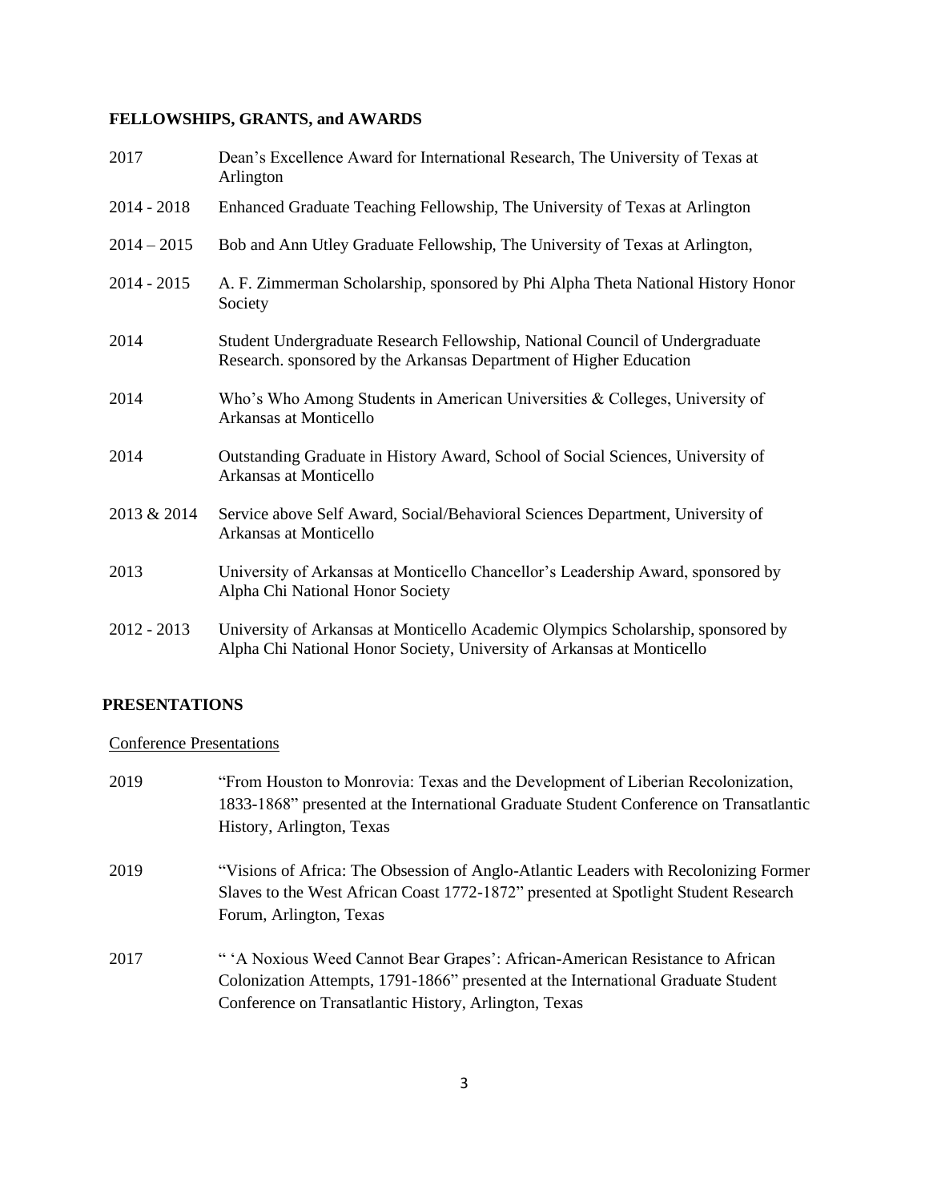## FELLOWSHIPS, GRANTS, and AWARDS

| | |
|---|---|
| 2017 | Dean's Excellence Award for International Research, The University of Texas at Arlington |
| 2014 - 2018 | Enhanced Graduate Teaching Fellowship, The University of Texas at Arlington |
| 2014 – 2015 | Bob and Ann Utley Graduate Fellowship, The University of Texas at Arlington, |
| 2014 - 2015 | A. F. Zimmerman Scholarship, sponsored by Phi Alpha Theta National History Honor Society |
| 2014 | Student Undergraduate Research Fellowship, National Council of Undergraduate Research. sponsored by the Arkansas Department of Higher Education |
| 2014 | Who's Who Among Students in American Universities & Colleges, University of Arkansas at Monticello |
| 2014 | Outstanding Graduate in History Award, School of Social Sciences, University of Arkansas at Monticello |
| 2013 & 2014 | Service above Self Award, Social/Behavioral Sciences Department, University of Arkansas at Monticello |
| 2013 | University of Arkansas at Monticello Chancellor's Leadership Award, sponsored by Alpha Chi National Honor Society |
| 2012 - 2013 | University of Arkansas at Monticello Academic Olympics Scholarship, sponsored by Alpha Chi National Honor Society, University of Arkansas at Monticello |

## PRESENTATIONS

### Conference Presentations

| | |
|---|---|
| 2019 | "From Houston to Monrovia: Texas and the Development of Liberian Recolonization, 1833-1868" presented at the International Graduate Student Conference on Transatlantic History, Arlington, Texas |
| 2019 | "Visions of Africa: The Obsession of Anglo-Atlantic Leaders with Recolonizing Former Slaves to the West African Coast 1772-1872" presented at Spotlight Student Research Forum, Arlington, Texas |
| 2017 | " 'A Noxious Weed Cannot Bear Grapes': African-American Resistance to African Colonization Attempts, 1791-1866" presented at the International Graduate Student Conference on Transatlantic History, Arlington, Texas |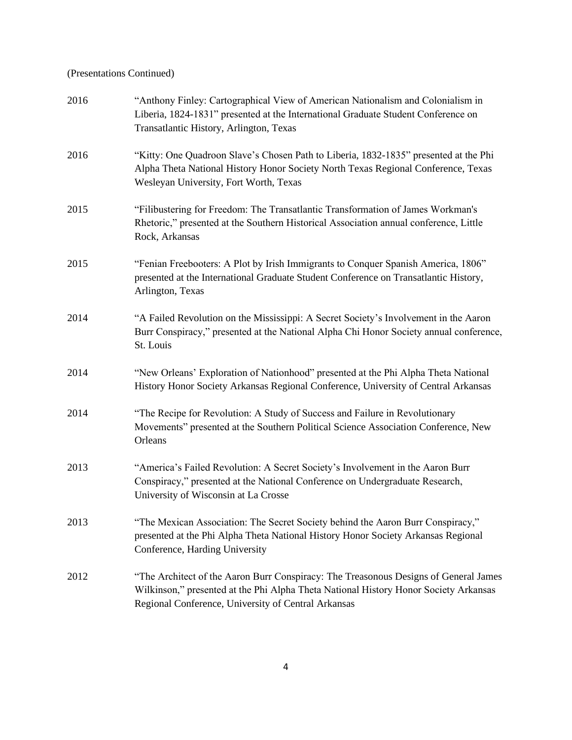(Presentations Continued)

2016 "Anthony Finley: Cartographical View of American Nationalism and Colonialism in Liberia, 1824-1831" presented at the International Graduate Student Conference on Transatlantic History, Arlington, Texas

2016 "Kitty: One Quadroon Slave's Chosen Path to Liberia, 1832-1835" presented at the Phi Alpha Theta National History Honor Society North Texas Regional Conference, Texas Wesleyan University, Fort Worth, Texas

2015 "Filibustering for Freedom: The Transatlantic Transformation of James Workman's Rhetoric," presented at the Southern Historical Association annual conference, Little Rock, Arkansas

2015 "Fenian Freebooters: A Plot by Irish Immigrants to Conquer Spanish America, 1806" presented at the International Graduate Student Conference on Transatlantic History, Arlington, Texas

2014 "A Failed Revolution on the Mississippi: A Secret Society's Involvement in the Aaron Burr Conspiracy," presented at the National Alpha Chi Honor Society annual conference, St. Louis

2014 "New Orleans' Exploration of Nationhood" presented at the Phi Alpha Theta National History Honor Society Arkansas Regional Conference, University of Central Arkansas

2014 "The Recipe for Revolution: A Study of Success and Failure in Revolutionary Movements" presented at the Southern Political Science Association Conference, New Orleans

2013 "America's Failed Revolution: A Secret Society's Involvement in the Aaron Burr Conspiracy," presented at the National Conference on Undergraduate Research, University of Wisconsin at La Crosse

2013 "The Mexican Association: The Secret Society behind the Aaron Burr Conspiracy," presented at the Phi Alpha Theta National History Honor Society Arkansas Regional Conference, Harding University

2012 "The Architect of the Aaron Burr Conspiracy: The Treasonous Designs of General James Wilkinson," presented at the Phi Alpha Theta National History Honor Society Arkansas Regional Conference, University of Central Arkansas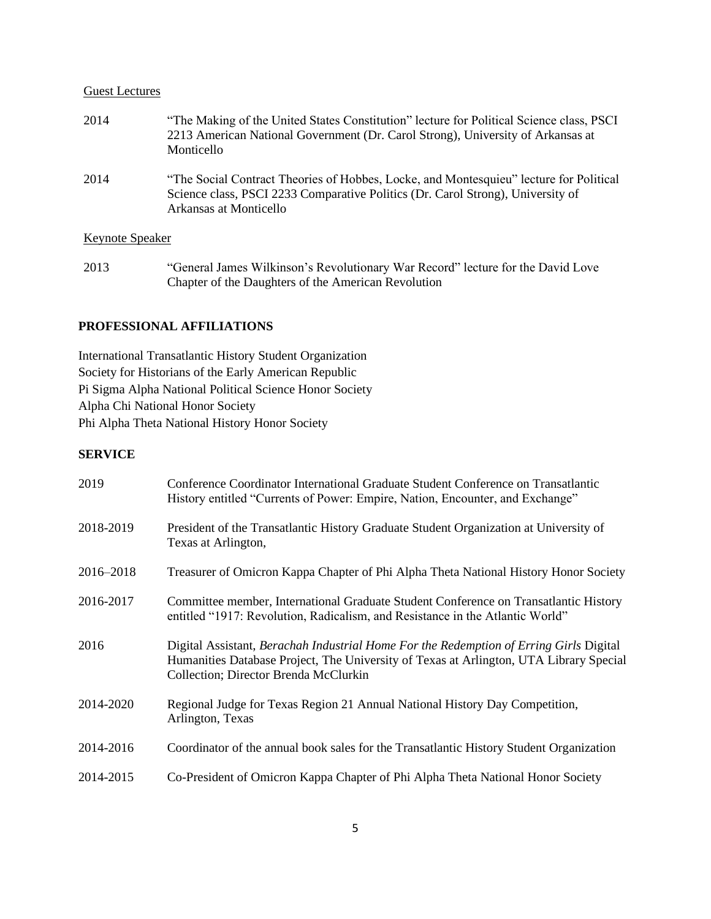Guest Lectures

2014 "The Making of the United States Constitution" lecture for Political Science class, PSCI 2213 American National Government (Dr. Carol Strong), University of Arkansas at Monticello

2014 "The Social Contract Theories of Hobbes, Locke, and Montesquieu" lecture for Political Science class, PSCI 2233 Comparative Politics (Dr. Carol Strong), University of Arkansas at Monticello

Keynote Speaker

2013 "General James Wilkinson's Revolutionary War Record" lecture for the David Love Chapter of the Daughters of the American Revolution

## PROFESSIONAL AFFILIATIONS

International Transatlantic History Student Organization
Society for Historians of the Early American Republic
Pi Sigma Alpha National Political Science Honor Society
Alpha Chi National Honor Society
Phi Alpha Theta National History Honor Society

## SERVICE

2019 Conference Coordinator International Graduate Student Conference on Transatlantic History entitled "Currents of Power: Empire, Nation, Encounter, and Exchange"

2018-2019 President of the Transatlantic History Graduate Student Organization at University of Texas at Arlington,

2016–2018 Treasurer of Omicron Kappa Chapter of Phi Alpha Theta National History Honor Society

2016-2017 Committee member, International Graduate Student Conference on Transatlantic History entitled "1917: Revolution, Radicalism, and Resistance in the Atlantic World"

2016 Digital Assistant, *Berachah Industrial Home For the Redemption of Erring Girls* Digital Humanities Database Project, The University of Texas at Arlington, UTA Library Special Collection; Director Brenda McClurkin

2014-2020 Regional Judge for Texas Region 21 Annual National History Day Competition, Arlington, Texas

2014-2016 Coordinator of the annual book sales for the Transatlantic History Student Organization

2014-2015 Co-President of Omicron Kappa Chapter of Phi Alpha Theta National Honor Society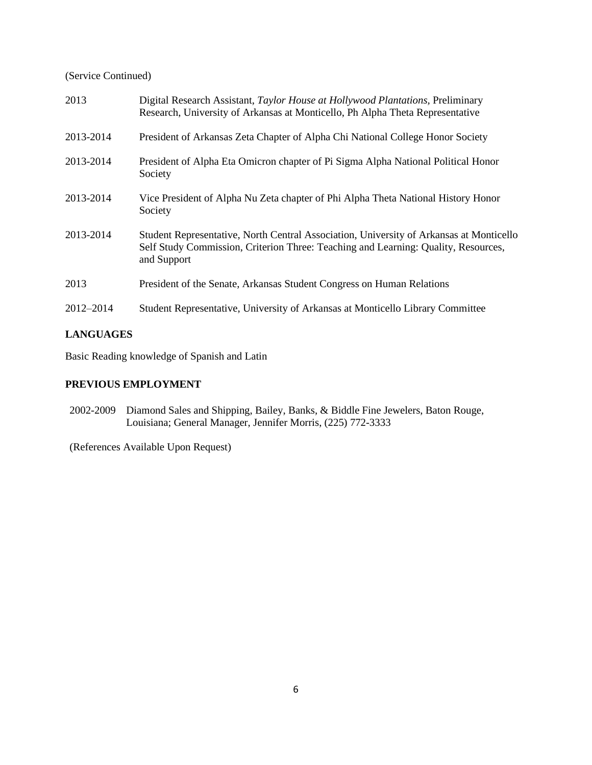(Service Continued)

| | |
|---|---|
| 2013 | Digital Research Assistant, *Taylor House at Hollywood Plantations,* Preliminary Research, University of Arkansas at Monticello, Ph Alpha Theta Representative |
| 2013-2014 | President of Arkansas Zeta Chapter of Alpha Chi National College Honor Society |
| 2013-2014 | President of Alpha Eta Omicron chapter of Pi Sigma Alpha National Political Honor Society |
| 2013-2014 | Vice President of Alpha Nu Zeta chapter of Phi Alpha Theta National History Honor Society |
| 2013-2014 | Student Representative, North Central Association, University of Arkansas at Monticello Self Study Commission, Criterion Three: Teaching and Learning: Quality, Resources, and Support |
| 2013 | President of the Senate, Arkansas Student Congress on Human Relations |
| 2012–2014 | Student Representative, University of Arkansas at Monticello Library Committee |

## LANGUAGES

Basic Reading knowledge of Spanish and Latin

## PREVIOUS EMPLOYMENT

| | |
|---|---|
| 2002-2009 | Diamond Sales and Shipping, Bailey, Banks, & Biddle Fine Jewelers, Baton Rouge, Louisiana; General Manager, Jennifer Morris, (225) 772-3333 |

(References Available Upon Request)